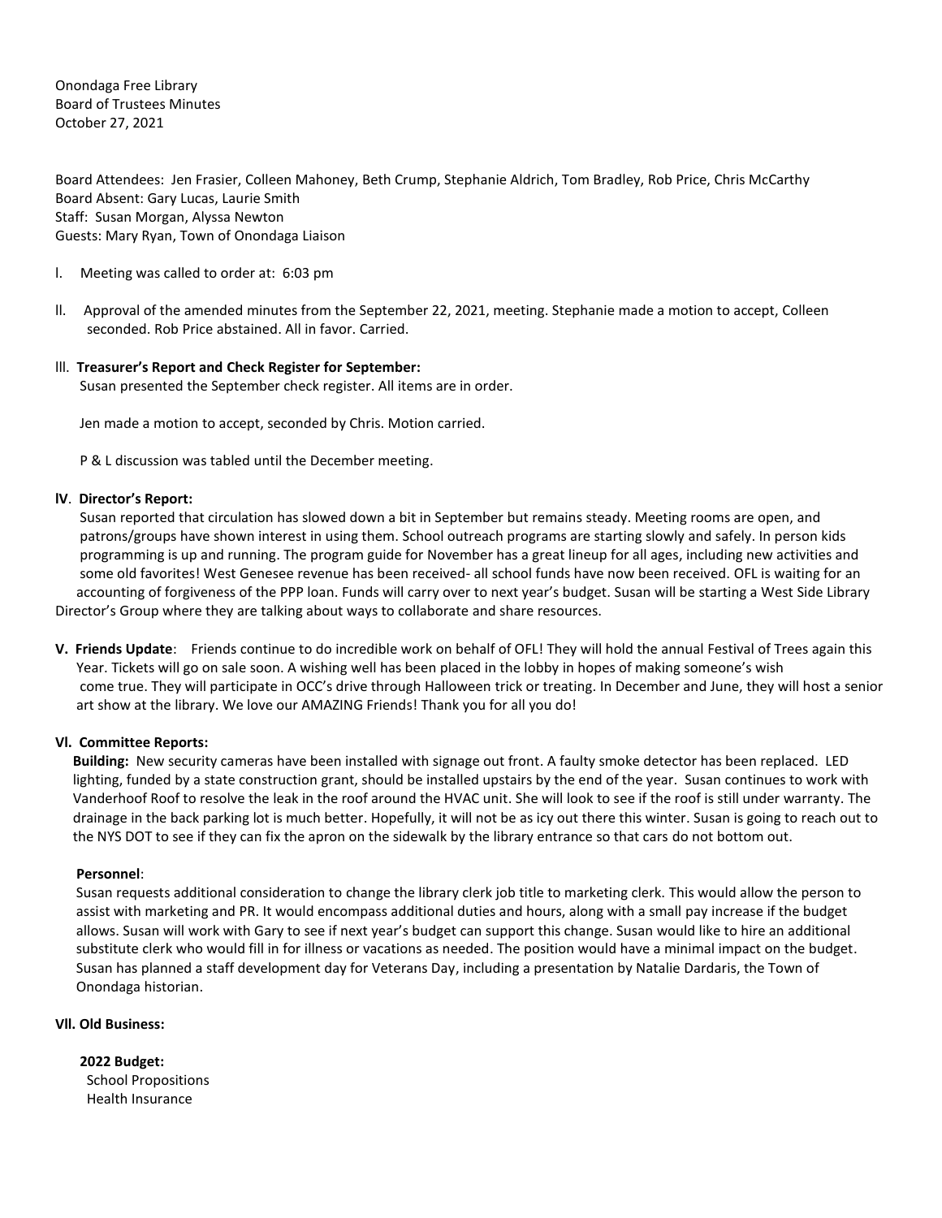Onondaga Free Library
Board of Trustees Minutes
October 27, 2021

Board Attendees: Jen Frasier, Colleen Mahoney, Beth Crump, Stephanie Aldrich, Tom Bradley, Rob Price, Chris McCarthy
Board Absent: Gary Lucas, Laurie Smith
Staff: Susan Morgan, Alyssa Newton
Guests: Mary Ryan, Town of Onondaga Liaison

I. Meeting was called to order at: 6:03 pm

II. Approval of the amended minutes from the September 22, 2021, meeting. Stephanie made a motion to accept, Colleen seconded. Rob Price abstained. All in favor. Carried.

III. **Treasurer's Report and Check Register for September:**
Susan presented the September check register. All items are in order.

Jen made a motion to accept, seconded by Chris. Motion carried.

P & L discussion was tabled until the December meeting.

**IV. Director's Report:**
Susan reported that circulation has slowed down a bit in September but remains steady. Meeting rooms are open, and patrons/groups have shown interest in using them. School outreach programs are starting slowly and safely. In person kids programming is up and running. The program guide for November has a great lineup for all ages, including new activities and some old favorites! West Genesee revenue has been received- all school funds have now been received. OFL is waiting for an accounting of forgiveness of the PPP loan. Funds will carry over to next year's budget. Susan will be starting a West Side Library Director's Group where they are talking about ways to collaborate and share resources.

**V. Friends Update**: Friends continue to do incredible work on behalf of OFL! They will hold the annual Festival of Trees again this Year. Tickets will go on sale soon. A wishing well has been placed in the lobby in hopes of making someone's wish come true. They will participate in OCC's drive through Halloween trick or treating. In December and June, they will host a senior art show at the library. We love our AMAZING Friends! Thank you for all you do!

**VI. Committee Reports:**

**Building:** New security cameras have been installed with signage out front. A faulty smoke detector has been replaced. LED lighting, funded by a state construction grant, should be installed upstairs by the end of the year. Susan continues to work with Vanderhoof Roof to resolve the leak in the roof around the HVAC unit. She will look to see if the roof is still under warranty. The drainage in the back parking lot is much better. Hopefully, it will not be as icy out there this winter. Susan is going to reach out to the NYS DOT to see if they can fix the apron on the sidewalk by the library entrance so that cars do not bottom out.

**Personnel**:
Susan requests additional consideration to change the library clerk job title to marketing clerk. This would allow the person to assist with marketing and PR. It would encompass additional duties and hours, along with a small pay increase if the budget allows. Susan will work with Gary to see if next year's budget can support this change. Susan would like to hire an additional substitute clerk who would fill in for illness or vacations as needed. The position would have a minimal impact on the budget. Susan has planned a staff development day for Veterans Day, including a presentation by Natalie Dardaris, the Town of Onondaga historian.

**VII. Old Business:**

**2022 Budget:**
School Propositions
Health Insurance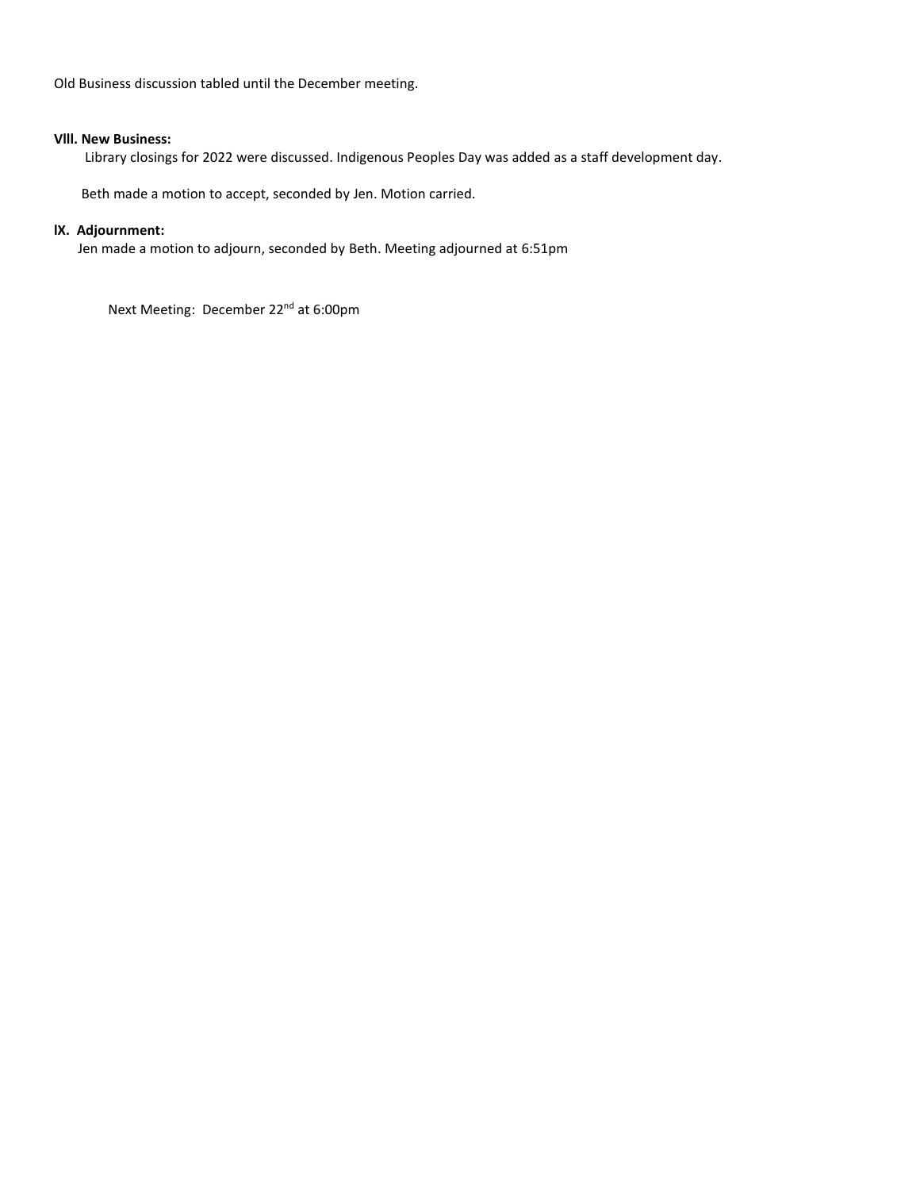Old Business discussion tabled until the December meeting.

**VIII. New Business:**

Library closings for 2022 were discussed. Indigenous Peoples Day was added as a staff development day.

Beth made a motion to accept, seconded by Jen. Motion carried.

**IX. Adjournment:**

Jen made a motion to adjourn, seconded by Beth. Meeting adjourned at 6:51pm

Next Meeting: December 22nd at 6:00pm